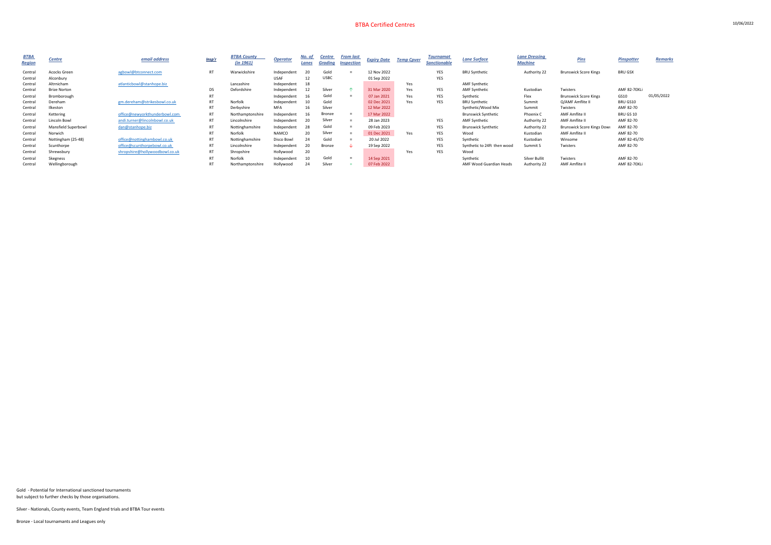# BTBA Certified Centres

10/06/2022

| BTBA Region | Centre | email address | Insp'r | BTBA County (in 1961) | Operator | No. of Lanes | Centre Grading | From last Inspection | Expiry Date | Temp Cover | Tournamat Sanctionable | Lane Surface | Lane Dressing Machine | Pins | Pinspotter | Remarks |
|---|---|---|---|---|---|---|---|---|---|---|---|---|---|---|---|---|
| Central | Acocks Green | agbowl@btconnect.com | RT | Warwickshire | Independent | 20 | Gold | = | 12 Nov 2022 | | YES | BRU Synthetic | Authority 22 | Brunswick Score Kings | BRU GSX | |
| Central | Alconbury | | | | USAF | 12 | USBC | | 01 Sep 2022 | | YES | | | | | |
| Central | Altrnicham | atlanticbowl@stanhope.biz | | Lancashire | Independent | 18 | | | | Yes | | AMF Synthetic | | | | |
| Central | Brize Norton | | DS | Oxfordshire | Independent | 12 | Silver | ↑ | 31 Mar 2020 | Yes | YES | AMF Synthetic | Kustodian | Twisters | AMF 82-70XLi | |
| Central | Bromborough | | RT | | Independent | 16 | Gold | = | 07 Jan 2021 | Yes | YES | Synthetic | Flex | Brunswick Score Kings | GS10 | 01/05/2022 |
| Central | Dereham | gm.dereham@strikesbowl.co.uk | RT | Norfolk | Independent | 10 | Gold | | 02 Dec 2021 | Yes | YES | BRU Synthetic | Summit | Q/AMF Amflite II | BRU GS10 | |
| Central | Ilkeston | | RT | Derbyshire | MFA | 16 | Silver | | 12 Mar 2022 | | | Synthetic/Wood Mix | Summit | Twisters | AMF 82-70 | |
| Central | Kettering | office@newyorkthunderbowl.com | RT | Northamptonshire | Independent | 16 | Bronze | = | 17 Mar 2022 | | | Brunswick Synthetic | Phoenix C | AMF Amflite II | BRU GS 10 | |
| Central | Lincoln Bowl | andi.turner@lincolnbowl.co.uk | RT | Lincolnshire | Independent | 20 | Silver | = | 28 Jan 2023 | | YES | AMF Synthetic | Authority 22 | AMF Amflite II | AMF 82-70 | |
| Central | Mansfield Superbowl | dan@stanhope.biz | RT | Nottinghamshire | Independent | 28 | Gold | = | 09 Feb 2023 | | YES | Brunswick Synthetic | Authority 22 | Brunswick Score Kings Dowi | AMF 82-70 | |
| Central | Norwich | | RT | Norfolk | NAMCO | 20 | Silver | = | 01 Dec 2021 | Yes | YES | Wood | Kustodian | AMF Amflite II | AMF 82-70 | |
| Central | Nottingham (25-48) | office@nottinghambowl.co.uk | RT | Nottinghamshire | Disco Bowl | 24 | Gold | = | 20 Jul 2022 | | YES | Synthetic | Kustodian | Winsome | AMF 82-45/70 | |
| Central | Scunthorpe | office@scunthorpebowl.co.uk | RT | Lincolnshire | Independent | 20 | Bronze | ↓ | 19 Sep 2022 | | YES | Synthetic to 24ft then wood | Summit S | Twisters | AMF 82-70 | |
| Central | Shrewsbury | shropshire@hollywoodbowl.co.uk | RT | Shropshire | Hollywood | 20 | | | | Yes | YES | Wood | | | | |
| Central | Skegness | | RT | Norfolk | Independent | 10 | Gold | = | 14 Sep 2021 | | | Synthetic | Silver Bullit | Twisters | AMF 82-70 | |
| Central | Wellingborough | | RT | Northamptonshire | Hollywood | 24 | Silver | = | 07 Feb 2022 | | | AMF Wood Guardian Heads | Authority 22 | AMF Amflite II | AMF 82-70XLi | |

Gold - Potential for International sanctioned tournaments
but subject to further checks by those organisations.

Silver - Nationals, County events, Team England trials and BTBA Tour events

Bronze - Local tournamants and Leagues only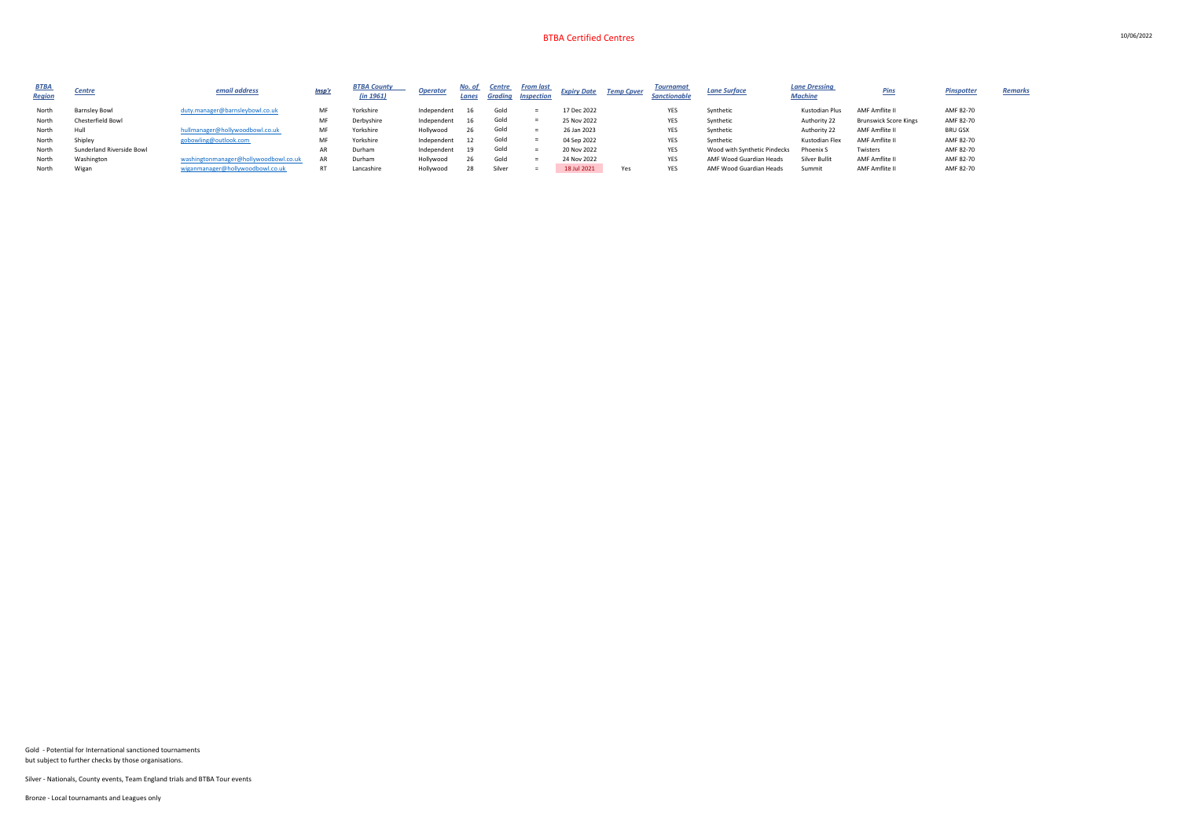# BTBA Certified Centres

10/06/2022

| BTBA Region | Centre | email address | Insp'r | BTBA County (in 1961) | Operator | No. of Lanes | Centre Grading | From last Inspection | Expiry Date | Temp Cover | Tournamat Sanctionable | Lane Surface | Lane Dressing Machine | Pins | Pinspotter | Remarks |
|---|---|---|---|---|---|---|---|---|---|---|---|---|---|---|---|---|
| North | Barnsley Bowl | duty.manager@barnsleybowl.co.uk | MF | Yorkshire | Independent | 16 | Gold | = | 17 Dec 2022 | | YES | Synthetic | Kustodian Plus | AMF Amflite II | AMF 82-70 | |
| North | Chesterfield Bowl | | MF | Derbyshire | Independent | 16 | Gold | = | 25 Nov 2022 | | YES | Synthetic | Authority 22 | Brunswick Score Kings | AMF 82-70 | |
| North | Hull | hullmanager@hollywoodbowl.co.uk | MF | Yorkshire | Hollywood | 26 | Gold | = | 26 Jan 2023 | | YES | Synthetic | Authority 22 | AMF Amflite II | BRU GSX | |
| North | Shipley | gobowling@outlook.com | MF | Yorkshire | Independent | 12 | Gold | = | 04 Sep 2022 | | YES | Synthetic | Kustodian Flex | AMF Amflite II | AMF 82-70 | |
| North | Sunderland Riverside Bowl | | AR | Durham | Independent | 19 | Gold | = | 20 Nov 2022 | | YES | Wood with Synthetic Pindecks | Phoenix S | Twisters | AMF 82-70 | |
| North | Washington | washingtonmanager@hollywoodbowl.co.uk | AR | Durham | Hollywood | 26 | Gold | = | 24 Nov 2022 | | YES | AMF Wood Guardian Heads | Silver Bullit | AMF Amflite II | AMF 82-70 | |
| North | Wigan | wiganmanager@hollywoodbowl.co.uk | RT | Lancashire | Hollywood | 28 | Silver | = | 18 Jul 2021 | Yes | YES | AMF Wood Guardian Heads | Summit | AMF Amflite II | AMF 82-70 | |

Gold - Potential for International sanctioned tournaments
but subject to further checks by those organisations.

Silver - Nationals, County events, Team England trials and BTBA Tour events

Bronze - Local tournamants and Leagues only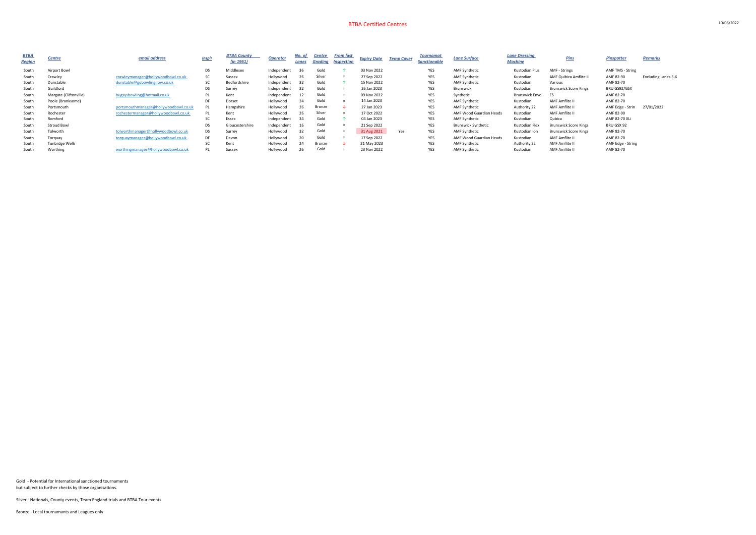# BTBA Certified Centres

10/06/2022

| BTBA Region | Centre | email address | Insp'r | BTBA County (in 1961) | Operator | No. of Lanes | Centre Grading | From last Inspection | Expiry Date | Temp Cover | Tournamat Sanctionable | Lane Surface | Lane Dressing Machine | Pins | Pinspotter | Remarks |
|---|---|---|---|---|---|---|---|---|---|---|---|---|---|---|---|---|
| South | Airport Bowl | | DS | Middlesex | Independent | 36 | Gold | ↑ | 03 Nov 2022 | | YES | AMF Synthetic | Kustodian Plus | AMF - Strings | AMF TMS - String | |
| South | Crawley | crawleymanager@hollywoodbowl.co.uk | SC | Sussex | Hollywood | 26 | Silver | = | 27 Sep 2022 | | YES | AMF Synthetic | Kustodian | AMF Quibica Amflite II | AMF 82-90 | Excluding Lanes 5-6 |
| South | Dunstable | dunstable@gobowlingnow.co.uk | SC | Bedfordshire | Independent | 32 | Gold | ↑ | 15 Nov 2022 | | YES | AMF Synthetic | Kustodian | Various | AMF 82-70 | |
| South | Guildford | | DS | Surrey | Independent | 32 | Gold | = | 26 Jan 2023 | | YES | Brunswick | Kustodian | Brunswick Score Kings | BRU GS92/GSX | |
| South | Margate (Cliftonville) | bugsysbowling@hotmail.co.uk | PL | Kent | Independent | 12 | Gold | = | 09 Nov 2022 | | YES | Synthetic | Brunswick Envo | ES | AMF 82-70 | |
| South | Poole (Branksome) | | DF | Dorset | Hollywood | 24 | Gold | = | 14 Jan 2023 | | YES | AMF Synthetic | Kustodian | AMF Amflite II | AMF 82-70 | |
| South | Portsmouth | portsmouthmanager@hollywoodbowl.co.uk | PL | Hampshire | Hollywood | 26 | Bronze | ↓ | 27 Jan 2023 | | YES | AMF Synthetic | Authority 22 | AMF Amflite II | AMF Edge - Strin | 27/01/2022 |
| South | Rochester | rochestermanager@hollywoodbowl.co.uk | PL | Kent | Hollywood | 26 | Silver | = | 17 Oct 2022 | | YES | AMF Wood Guardian Heads | Kustodian | AMF Amflite II | AMF 82-90 | |
| South | Romford | | SC | Essex | Independent | 34 | Gold | ↑ | 04 Jan 2023 | | YES | AMF Synthetic | Kustodian | Qubica | AMF 82-70 XLi | |
| South | Stroud Bowl | | DS | Gloucestershire | Independent | 16 | Gold | = | 21 Sep 2022 | | YES | Brunswick Synthetic | Kustodian Flex | Brunswick Score Kings | BRU GSX 92 | |
| South | Tolworth | tolworthmanager@hollywoodbowl.co.uk | DS | Surrey | Hollywood | 32 | Gold | = | 31 Aug 2021 | Yes | YES | AMF Synthetic | Kustodian Ion | Brunswick Score Kings | AMF 82-70 | |
| South | Torquay | torquaymanager@hollywoodbowl.co.uk | DF | Devon | Hollywood | 20 | Gold | = | 17 Sep 2022 | | YES | AMF Wood Guardian Heads | Kustodian | AMF Amflite II | AMF 82-70 | |
| South | Tunbrdge Wells | | SC | Kent | Hollywood | 24 | Bronze | ↓ | 21 May 2023 | | YES | AMF Synthetic | Authority 22 | AMF Amflite II | AMF Edge - String | |
| South | Worthing | worthingmanager@hollywoodbowl.co.uk | PL | Sussex | Hollywood | 26 | Gold | = | 23 Nov 2022 | | YES | AMF Synthetic | Kustodian | AMF Amflite II | AMF 82-70 | |

Gold - Potential for International sanctioned tournaments
but subject to further checks by those organisations.

Silver - Nationals, County events, Team England trials and BTBA Tour events

Bronze - Local tournamants and Leagues only